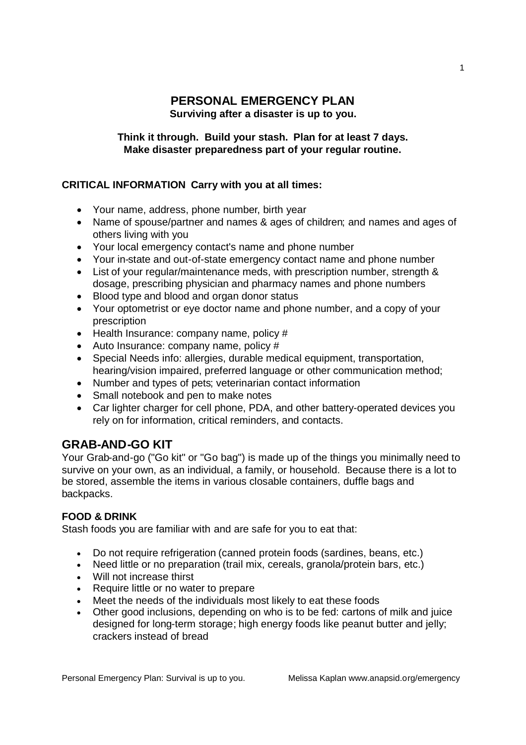# PERSONAL EMERGENCY PLAN

**Surviving after a disaster is up to you.**

**Think it through. Build your stash. Plan for at least 7 days.**
**Make disaster preparedness part of your regular routine.**

**CRITICAL INFORMATION Carry with you at all times:**

- Your name, address, phone number, birth year
- Name of spouse/partner and names & ages of children; and names and ages of others living with you
- Your local emergency contact's name and phone number
- Your in-state and out-of-state emergency contact name and phone number
- List of your regular/maintenance meds, with prescription number, strength & dosage, prescribing physician and pharmacy names and phone numbers
- Blood type and blood and organ donor status
- Your optometrist or eye doctor name and phone number, and a copy of your prescription
- Health Insurance: company name, policy #
- Auto Insurance: company name, policy #
- Special Needs info: allergies, durable medical equipment, transportation, hearing/vision impaired, preferred language or other communication method;
- Number and types of pets; veterinarian contact information
- Small notebook and pen to make notes
- Car lighter charger for cell phone, PDA, and other battery-operated devices you rely on for information, critical reminders, and contacts.

## GRAB-AND-GO KIT

Your Grab-and-go ("Go kit" or "Go bag") is made up of the things you minimally need to survive on your own, as an individual, a family, or household. Because there is a lot to be stored, assemble the items in various closable containers, duffle bags and backpacks.

### FOOD & DRINK

Stash foods you are familiar with and are safe for you to eat that:

- Do not require refrigeration (canned protein foods (sardines, beans, etc.)
- Need little or no preparation (trail mix, cereals, granola/protein bars, etc.)
- Will not increase thirst
- Require little or no water to prepare
- Meet the needs of the individuals most likely to eat these foods
- Other good inclusions, depending on who is to be fed: cartons of milk and juice designed for long-term storage; high energy foods like peanut butter and jelly; crackers instead of bread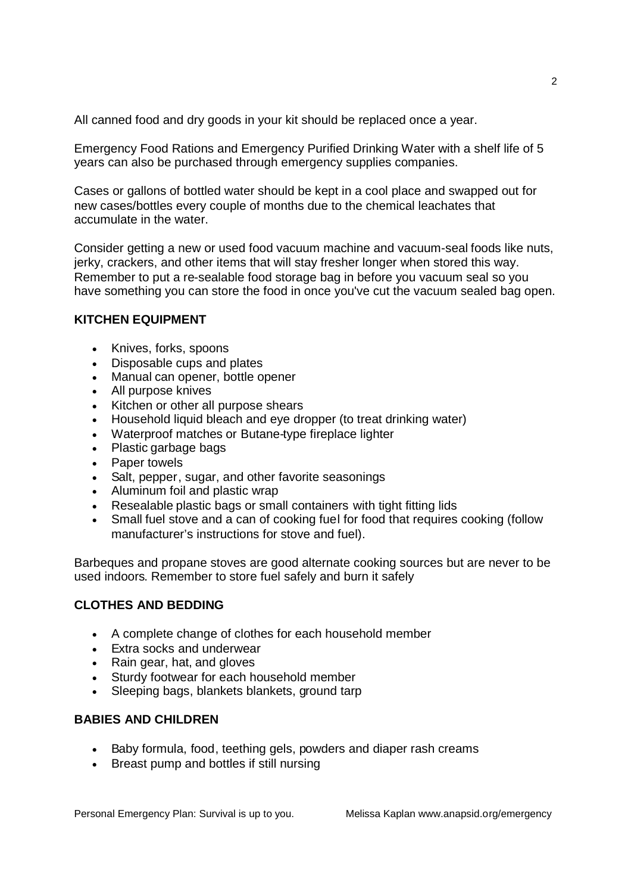All canned food and dry goods in your kit should be replaced once a year.

Emergency Food Rations and Emergency Purified Drinking Water with a shelf life of 5 years can also be purchased through emergency supplies companies.

Cases or gallons of bottled water should be kept in a cool place and swapped out for new cases/bottles every couple of months due to the chemical leachates that accumulate in the water.

Consider getting a new or used food vacuum machine and vacuum-seal foods like nuts, jerky, crackers, and other items that will stay fresher longer when stored this way. Remember to put a re-sealable food storage bag in before you vacuum seal so you have something you can store the food in once you've cut the vacuum sealed bag open.

**KITCHEN EQUIPMENT**

- Knives, forks, spoons
- Disposable cups and plates
- Manual can opener, bottle opener
- All purpose knives
- Kitchen or other all purpose shears
- Household liquid bleach and eye dropper (to treat drinking water)
- Waterproof matches or Butane-type fireplace lighter
- Plastic garbage bags
- Paper towels
- Salt, pepper, sugar, and other favorite seasonings
- Aluminum foil and plastic wrap
- Resealable plastic bags or small containers with tight fitting lids
- Small fuel stove and a can of cooking fuel for food that requires cooking (follow manufacturer's instructions for stove and fuel).

Barbeques and propane stoves are good alternate cooking sources but are never to be used indoors. Remember to store fuel safely and burn it safely

**CLOTHES AND BEDDING**

- A complete change of clothes for each household member
- Extra socks and underwear
- Rain gear, hat, and gloves
- Sturdy footwear for each household member
- Sleeping bags, blankets blankets, ground tarp

**BABIES AND CHILDREN**

- Baby formula, food, teething gels, powders and diaper rash creams
- Breast pump and bottles if still nursing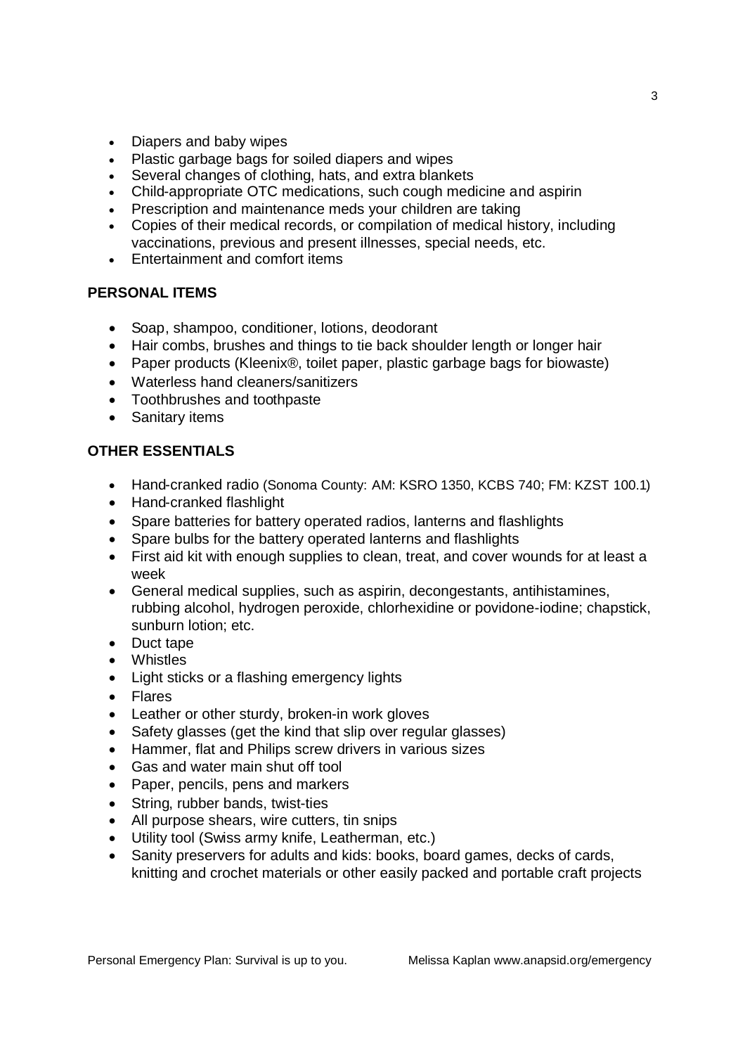- Diapers and baby wipes
- Plastic garbage bags for soiled diapers and wipes
- Several changes of clothing, hats, and extra blankets
- Child-appropriate OTC medications, such cough medicine and aspirin
- Prescription and maintenance meds your children are taking
- Copies of their medical records, or compilation of medical history, including vaccinations, previous and present illnesses, special needs, etc.
- Entertainment and comfort items

**PERSONAL ITEMS**

- Soap, shampoo, conditioner, lotions, deodorant
- Hair combs, brushes and things to tie back shoulder length or longer hair
- Paper products (Kleenix®, toilet paper, plastic garbage bags for biowaste)
- Waterless hand cleaners/sanitizers
- Toothbrushes and toothpaste
- Sanitary items

**OTHER ESSENTIALS**

- Hand-cranked radio (Sonoma County: AM: KSRO 1350, KCBS 740; FM: KZST 100.1)
- Hand-cranked flashlight
- Spare batteries for battery operated radios, lanterns and flashlights
- Spare bulbs for the battery operated lanterns and flashlights
- First aid kit with enough supplies to clean, treat, and cover wounds for at least a week
- General medical supplies, such as aspirin, decongestants, antihistamines, rubbing alcohol, hydrogen peroxide, chlorhexidine or povidone-iodine; chapstick, sunburn lotion; etc.
- Duct tape
- Whistles
- Light sticks or a flashing emergency lights
- Flares
- Leather or other sturdy, broken-in work gloves
- Safety glasses (get the kind that slip over regular glasses)
- Hammer, flat and Philips screw drivers in various sizes
- Gas and water main shut off tool
- Paper, pencils, pens and markers
- String, rubber bands, twist-ties
- All purpose shears, wire cutters, tin snips
- Utility tool (Swiss army knife, Leatherman, etc.)
- Sanity preservers for adults and kids: books, board games, decks of cards, knitting and crochet materials or other easily packed and portable craft projects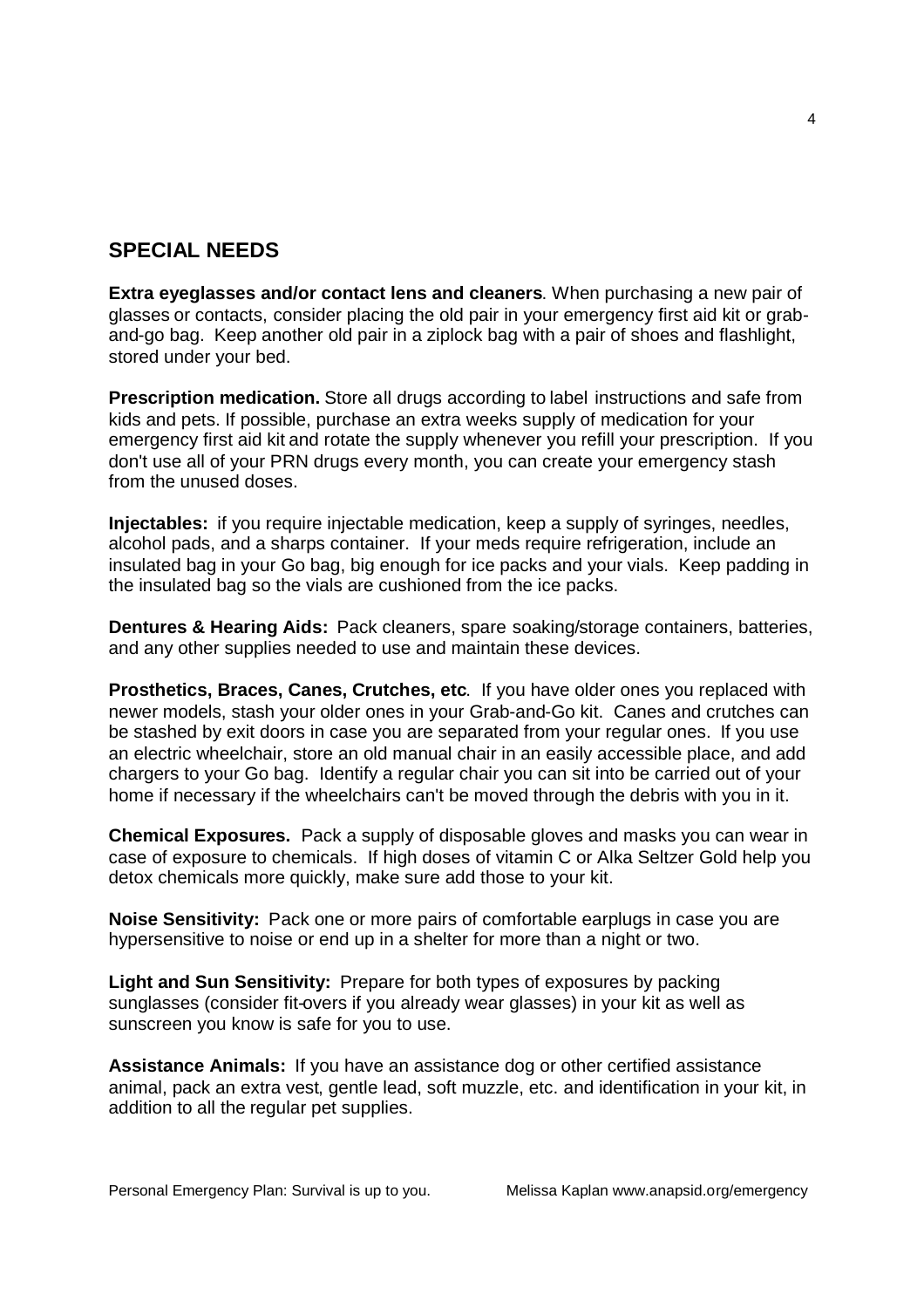## SPECIAL NEEDS

**Extra eyeglasses and/or contact lens and cleaners**. When purchasing a new pair of glasses or contacts, consider placing the old pair in your emergency first aid kit or grab-and-go bag. Keep another old pair in a ziplock bag with a pair of shoes and flashlight, stored under your bed.

**Prescription medication.** Store all drugs according to label instructions and safe from kids and pets. If possible, purchase an extra weeks supply of medication for your emergency first aid kit and rotate the supply whenever you refill your prescription. If you don't use all of your PRN drugs every month, you can create your emergency stash from the unused doses.

**Injectables:** if you require injectable medication, keep a supply of syringes, needles, alcohol pads, and a sharps container. If your meds require refrigeration, include an insulated bag in your Go bag, big enough for ice packs and your vials. Keep padding in the insulated bag so the vials are cushioned from the ice packs.

**Dentures & Hearing Aids:** Pack cleaners, spare soaking/storage containers, batteries, and any other supplies needed to use and maintain these devices.

**Prosthetics, Braces, Canes, Crutches, etc**. If you have older ones you replaced with newer models, stash your older ones in your Grab-and-Go kit. Canes and crutches can be stashed by exit doors in case you are separated from your regular ones. If you use an electric wheelchair, store an old manual chair in an easily accessible place, and add chargers to your Go bag. Identify a regular chair you can sit into be carried out of your home if necessary if the wheelchairs can't be moved through the debris with you in it.

**Chemical Exposures.** Pack a supply of disposable gloves and masks you can wear in case of exposure to chemicals. If high doses of vitamin C or Alka Seltzer Gold help you detox chemicals more quickly, make sure add those to your kit.

**Noise Sensitivity:** Pack one or more pairs of comfortable earplugs in case you are hypersensitive to noise or end up in a shelter for more than a night or two.

**Light and Sun Sensitivity:** Prepare for both types of exposures by packing sunglasses (consider fit-overs if you already wear glasses) in your kit as well as sunscreen you know is safe for you to use.

**Assistance Animals:** If you have an assistance dog or other certified assistance animal, pack an extra vest, gentle lead, soft muzzle, etc. and identification in your kit, in addition to all the regular pet supplies.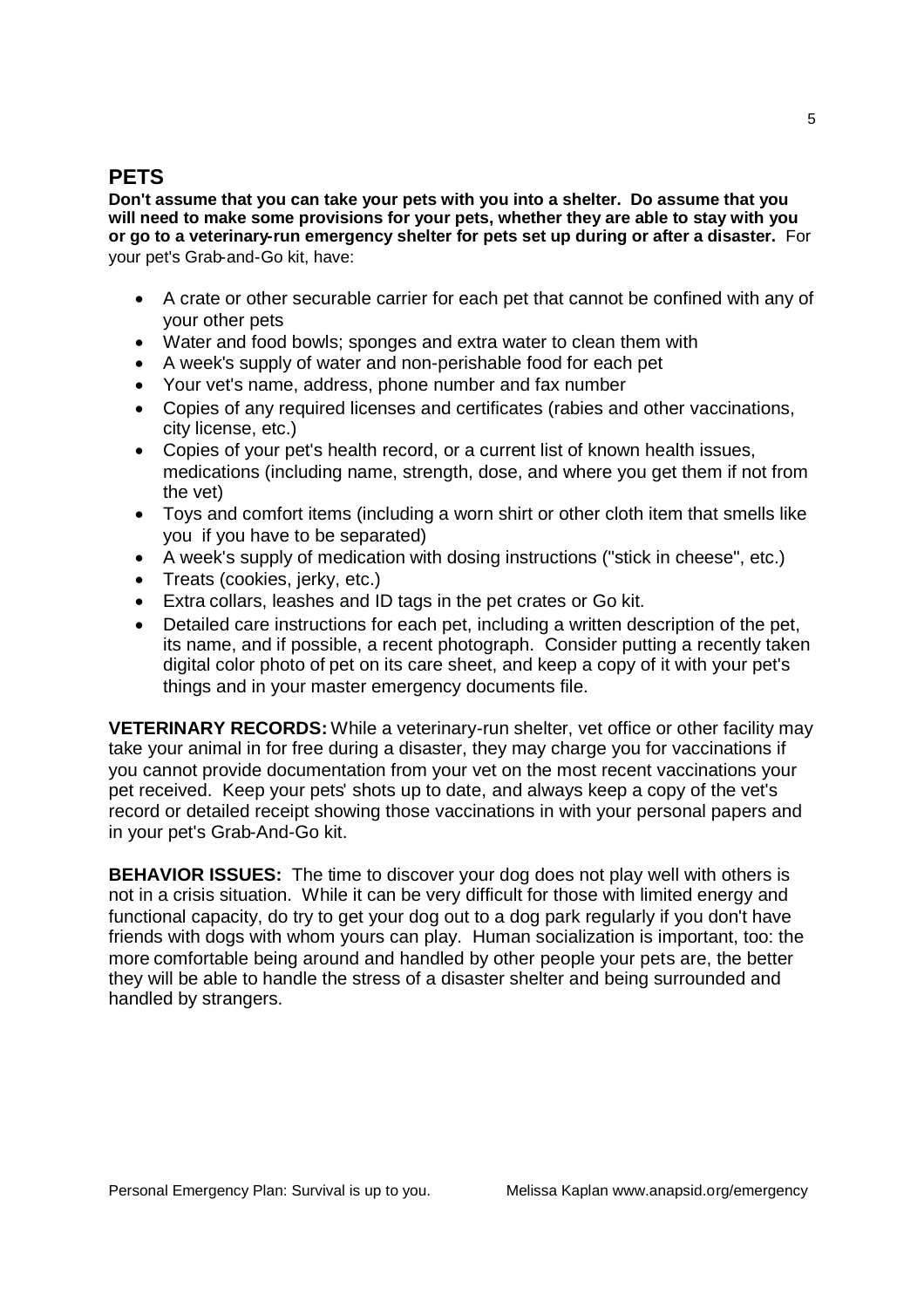## PETS

**Don't assume that you can take your pets with you into a shelter. Do assume that you will need to make some provisions for your pets, whether they are able to stay with you or go to a veterinary-run emergency shelter for pets set up during or after a disaster.** For your pet's Grab-and-Go kit, have:

- A crate or other securable carrier for each pet that cannot be confined with any of your other pets
- Water and food bowls; sponges and extra water to clean them with
- A week's supply of water and non-perishable food for each pet
- Your vet's name, address, phone number and fax number
- Copies of any required licenses and certificates (rabies and other vaccinations, city license, etc.)
- Copies of your pet's health record, or a current list of known health issues, medications (including name, strength, dose, and where you get them if not from the vet)
- Toys and comfort items (including a worn shirt or other cloth item that smells like you if you have to be separated)
- A week's supply of medication with dosing instructions ("stick in cheese", etc.)
- Treats (cookies, jerky, etc.)
- Extra collars, leashes and ID tags in the pet crates or Go kit.
- Detailed care instructions for each pet, including a written description of the pet, its name, and if possible, a recent photograph. Consider putting a recently taken digital color photo of pet on its care sheet, and keep a copy of it with your pet's things and in your master emergency documents file.

**VETERINARY RECORDS:** While a veterinary-run shelter, vet office or other facility may take your animal in for free during a disaster, they may charge you for vaccinations if you cannot provide documentation from your vet on the most recent vaccinations your pet received. Keep your pets' shots up to date, and always keep a copy of the vet's record or detailed receipt showing those vaccinations in with your personal papers and in your pet's Grab-And-Go kit.

**BEHAVIOR ISSUES:** The time to discover your dog does not play well with others is not in a crisis situation. While it can be very difficult for those with limited energy and functional capacity, do try to get your dog out to a dog park regularly if you don't have friends with dogs with whom yours can play. Human socialization is important, too: the more comfortable being around and handled by other people your pets are, the better they will be able to handle the stress of a disaster shelter and being surrounded and handled by strangers.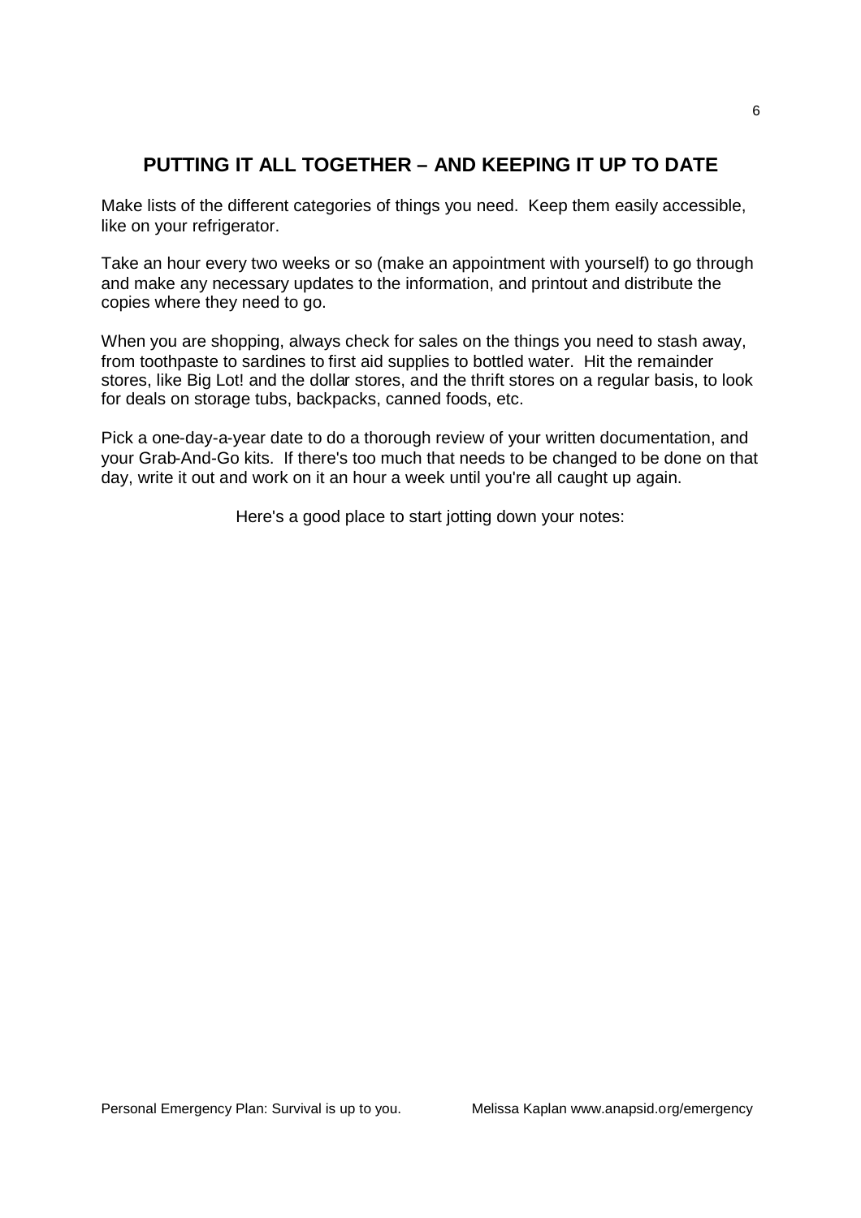## PUTTING IT ALL TOGETHER – AND KEEPING IT UP TO DATE

Make lists of the different categories of things you need. Keep them easily accessible, like on your refrigerator.

Take an hour every two weeks or so (make an appointment with yourself) to go through and make any necessary updates to the information, and printout and distribute the copies where they need to go.

When you are shopping, always check for sales on the things you need to stash away, from toothpaste to sardines to first aid supplies to bottled water. Hit the remainder stores, like Big Lot! and the dollar stores, and the thrift stores on a regular basis, to look for deals on storage tubs, backpacks, canned foods, etc.

Pick a one-day-a-year date to do a thorough review of your written documentation, and your Grab-And-Go kits. If there's too much that needs to be changed to be done on that day, write it out and work on it an hour a week until you're all caught up again.

Here's a good place to start jotting down your notes: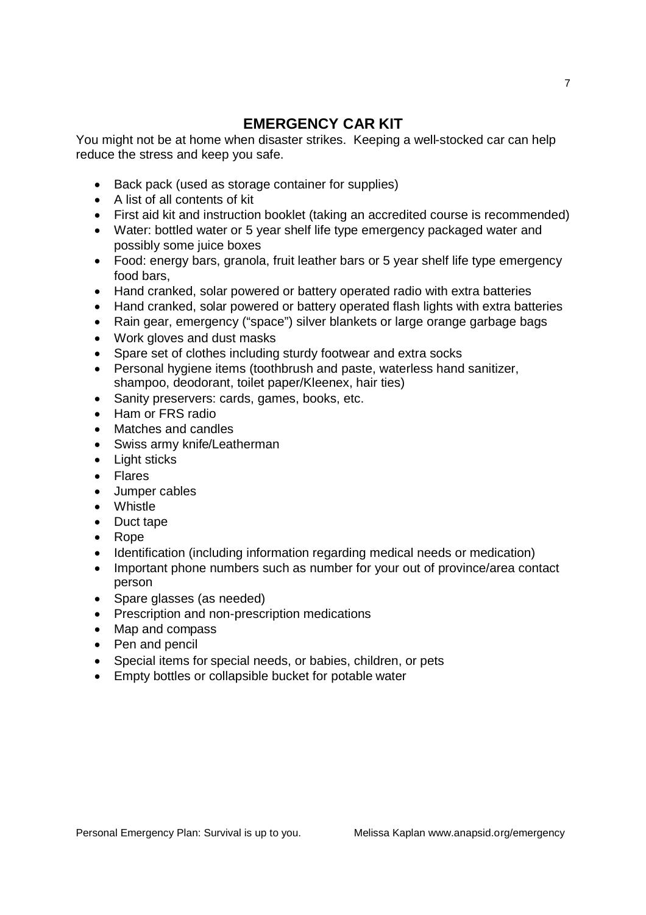# EMERGENCY CAR KIT

You might not be at home when disaster strikes. Keeping a well-stocked car can help reduce the stress and keep you safe.

- Back pack (used as storage container for supplies)
- A list of all contents of kit
- First aid kit and instruction booklet (taking an accredited course is recommended)
- Water: bottled water or 5 year shelf life type emergency packaged water and possibly some juice boxes
- Food: energy bars, granola, fruit leather bars or 5 year shelf life type emergency food bars,
- Hand cranked, solar powered or battery operated radio with extra batteries
- Hand cranked, solar powered or battery operated flash lights with extra batteries
- Rain gear, emergency ("space") silver blankets or large orange garbage bags
- Work gloves and dust masks
- Spare set of clothes including sturdy footwear and extra socks
- Personal hygiene items (toothbrush and paste, waterless hand sanitizer, shampoo, deodorant, toilet paper/Kleenex, hair ties)
- Sanity preservers: cards, games, books, etc.
- Ham or FRS radio
- Matches and candles
- Swiss army knife/Leatherman
- Light sticks
- Flares
- Jumper cables
- Whistle
- Duct tape
- Rope
- Identification (including information regarding medical needs or medication)
- Important phone numbers such as number for your out of province/area contact person
- Spare glasses (as needed)
- Prescription and non-prescription medications
- Map and compass
- Pen and pencil
- Special items for special needs, or babies, children, or pets
- Empty bottles or collapsible bucket for potable water